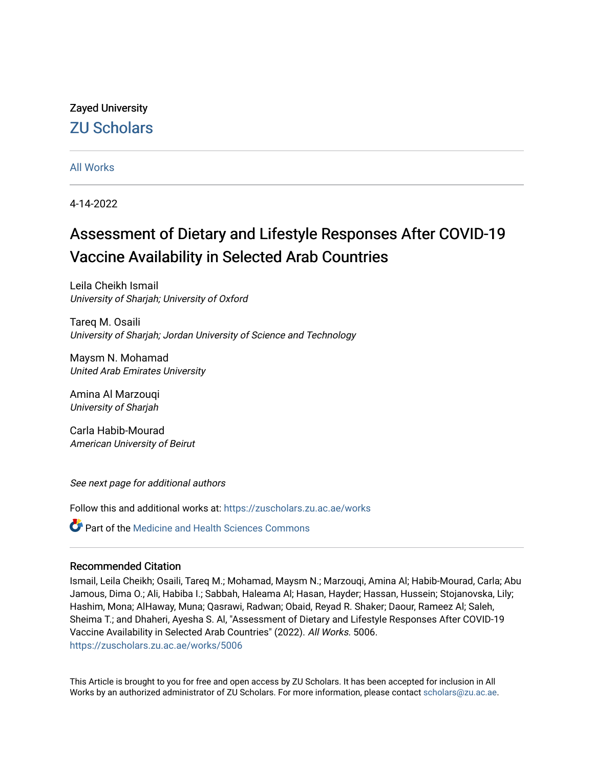Zayed University

ZU Scholars

All Works

4-14-2022

# Assessment of Dietary and Lifestyle Responses After COVID-19 Vaccine Availability in Selected Arab Countries

Leila Cheikh Ismail
*University of Sharjah; University of Oxford*

Tareq M. Osaili
*University of Sharjah; Jordan University of Science and Technology*

Maysm N. Mohamad
*United Arab Emirates University*

Amina Al Marzouqi
*University of Sharjah*

Carla Habib-Mourad
*American University of Beirut*

*See next page for additional authors*

Follow this and additional works at: https://zuscholars.zu.ac.ae/works

Part of the Medicine and Health Sciences Commons

## Recommended Citation

Ismail, Leila Cheikh; Osaili, Tareq M.; Mohamad, Maysm N.; Marzouqi, Amina Al; Habib-Mourad, Carla; Abu Jamous, Dima O.; Ali, Habiba I.; Sabbah, Haleama Al; Hasan, Hayder; Hassan, Hussein; Stojanovska, Lily; Hashim, Mona; AlHaway, Muna; Qasrawi, Radwan; Obaid, Reyad R. Shaker; Daour, Rameez Al; Saleh, Sheima T.; and Dhaheri, Ayesha S. Al, "Assessment of Dietary and Lifestyle Responses After COVID-19 Vaccine Availability in Selected Arab Countries" (2022). *All Works*. 5006.
https://zuscholars.zu.ac.ae/works/5006

This Article is brought to you for free and open access by ZU Scholars. It has been accepted for inclusion in All Works by an authorized administrator of ZU Scholars. For more information, please contact scholars@zu.ac.ae.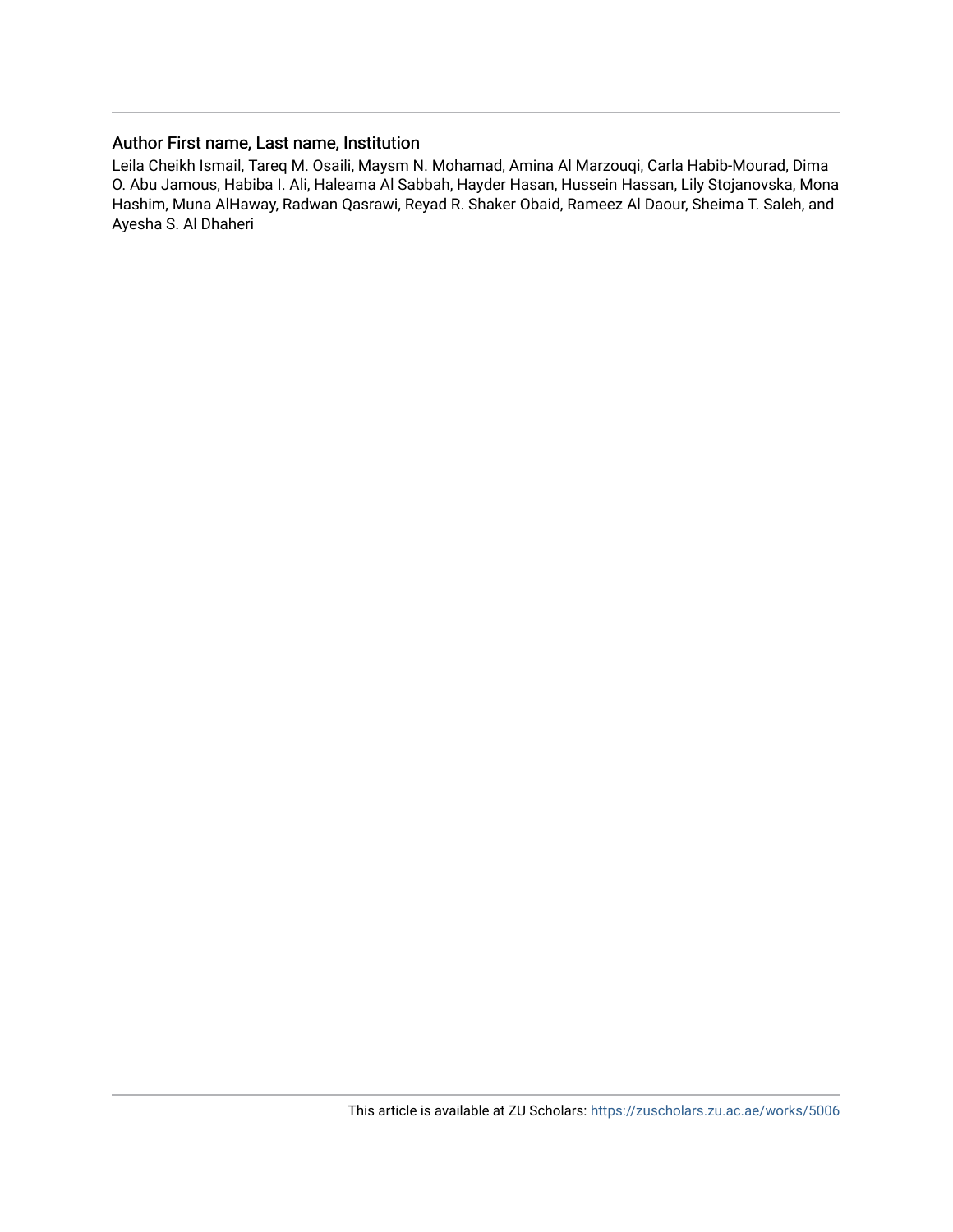### Author First name, Last name, Institution

Leila Cheikh Ismail, Tareq M. Osaili, Maysm N. Mohamad, Amina Al Marzouqi, Carla Habib-Mourad, Dima O. Abu Jamous, Habiba I. Ali, Haleama Al Sabbah, Hayder Hasan, Hussein Hassan, Lily Stojanovska, Mona Hashim, Muna AlHaway, Radwan Qasrawi, Reyad R. Shaker Obaid, Rameez Al Daour, Sheima T. Saleh, and Ayesha S. Al Dhaheri

This article is available at ZU Scholars: https://zuscholars.zu.ac.ae/works/5006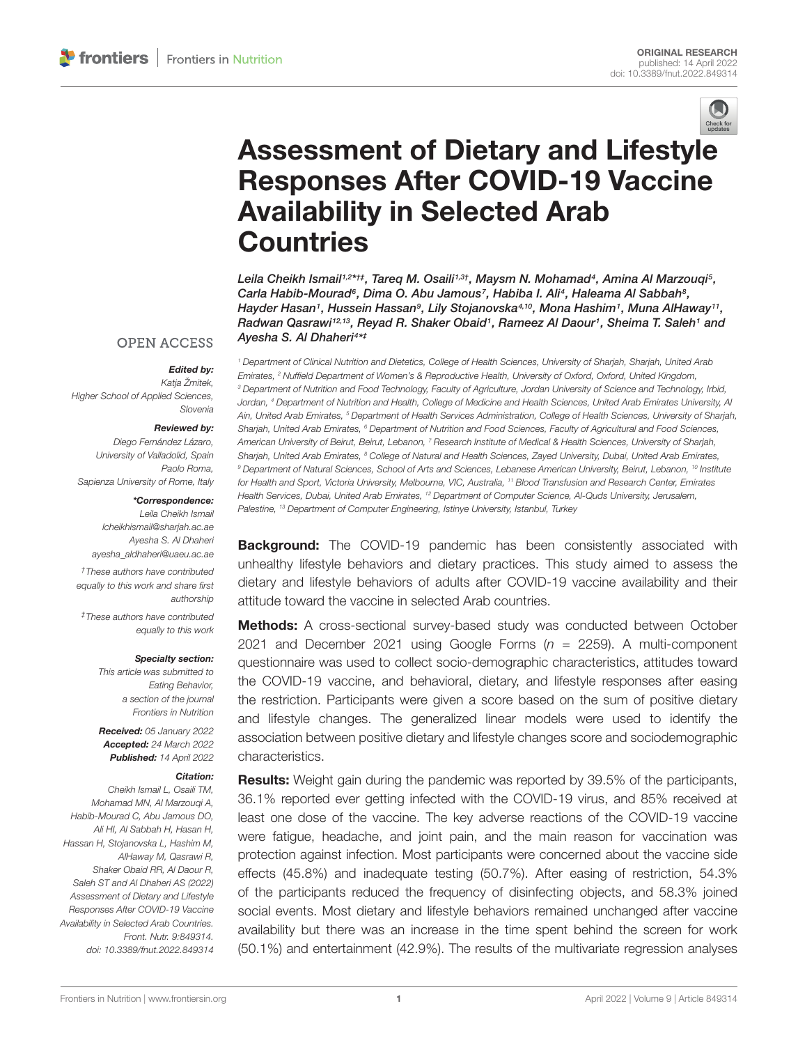# Assessment of Dietary and Lifestyle Responses After COVID-19 Vaccine Availability in Selected Arab Countries

*Leila Cheikh Ismail[1,2*†‡], Tareq M. Osaili[1,3†], Maysm N. Mohamad[4], Amina Al Marzouqi[5], Carla Habib-Mourad[6], Dima O. Abu Jamous[7], Habiba I. Ali[4], Haleama Al Sabbah[8], Hayder Hasan[1], Hussein Hassan[9], Lily Stojanovska[4,10], Mona Hashim[1], Muna AlHaway[11], Radwan Qasrawi[12,13], Reyad R. Shaker Obaid[1], Rameez Al Daour[1], Sheima T. Saleh[1] and Ayesha S. Al Dhaheri[4*‡]*

[1] Department of Clinical Nutrition and Dietetics, College of Health Sciences, University of Sharjah, Sharjah, United Arab Emirates, [2] Nuffield Department of Women's & Reproductive Health, University of Oxford, Oxford, United Kingdom, [3] Department of Nutrition and Food Technology, Faculty of Agriculture, Jordan University of Science and Technology, Irbid, Jordan, [4] Department of Nutrition and Health, College of Medicine and Health Sciences, United Arab Emirates University, Al Ain, United Arab Emirates, [5] Department of Health Services Administration, College of Health Sciences, University of Sharjah, Sharjah, United Arab Emirates, [6] Department of Nutrition and Food Sciences, Faculty of Agricultural and Food Sciences, American University of Beirut, Beirut, Lebanon, [7] Research Institute of Medical & Health Sciences, University of Sharjah, Sharjah, United Arab Emirates, [8] College of Natural and Health Sciences, Zayed University, Dubai, United Arab Emirates, [9] Department of Natural Sciences, School of Arts and Sciences, Lebanese American University, Beirut, Lebanon, [10] Institute for Health and Sport, Victoria University, Melbourne, VIC, Australia, [11] Blood Transfusion and Research Center, Emirates Health Services, Dubai, United Arab Emirates, [12] Department of Computer Science, Al-Quds University, Jerusalem, Palestine, [13] Department of Computer Engineering, Istinye University, Istanbul, Turkey

OPEN ACCESS

***Edited by:***
Katja Žmitek, Higher School of Applied Sciences, Slovenia

***Reviewed by:***
Diego Fernández Lázaro, University of Valladolid, Spain
Paolo Roma, Sapienza University of Rome, Italy

***\*Correspondence:***
Leila Cheikh Ismail
lcheikhismail@sharjah.ac.ae
Ayesha S. Al Dhaheri
ayesha_aldhaheri@uaeu.ac.ae

*†These authors have contributed equally to this work and share first authorship*

*‡These authors have contributed equally to this work*

***Specialty section:***
*This article was submitted to Eating Behavior, a section of the journal Frontiers in Nutrition*

***Received:*** *05 January 2022*
***Accepted:*** *24 March 2022*
***Published:*** *14 April 2022*

***Citation:***
*Cheikh Ismail L, Osaili TM, Mohamad MN, Al Marzouqi A, Habib-Mourad C, Abu Jamous DO, Ali HI, Al Sabbah H, Hasan H, Hassan H, Stojanovska L, Hashim M, AlHaway M, Qasrawi R, Shaker Obaid RR, Al Daour R, Saleh ST and Al Dhaheri AS (2022) Assessment of Dietary and Lifestyle Responses After COVID-19 Vaccine Availability in Selected Arab Countries. Front. Nutr. 9:849314. doi: 10.3389/fnut.2022.849314*

**Background:** The COVID-19 pandemic has been consistently associated with unhealthy lifestyle behaviors and dietary practices. This study aimed to assess the dietary and lifestyle behaviors of adults after COVID-19 vaccine availability and their attitude toward the vaccine in selected Arab countries.

**Methods:** A cross-sectional survey-based study was conducted between October 2021 and December 2021 using Google Forms ($n$ = 2259). A multi-component questionnaire was used to collect socio-demographic characteristics, attitudes toward the COVID-19 vaccine, and behavioral, dietary, and lifestyle responses after easing the restriction. Participants were given a score based on the sum of positive dietary and lifestyle changes. The generalized linear models were used to identify the association between positive dietary and lifestyle changes score and sociodemographic characteristics.

**Results:** Weight gain during the pandemic was reported by 39.5% of the participants, 36.1% reported ever getting infected with the COVID-19 virus, and 85% received at least one dose of the vaccine. The key adverse reactions of the COVID-19 vaccine were fatigue, headache, and joint pain, and the main reason for vaccination was protection against infection. Most participants were concerned about the vaccine side effects (45.8%) and inadequate testing (50.7%). After easing of restriction, 54.3% of the participants reduced the frequency of disinfecting objects, and 58.3% joined social events. Most dietary and lifestyle behaviors remained unchanged after vaccine availability but there was an increase in the time spent behind the screen for work (50.1%) and entertainment (42.9%). The results of the multivariate regression analyses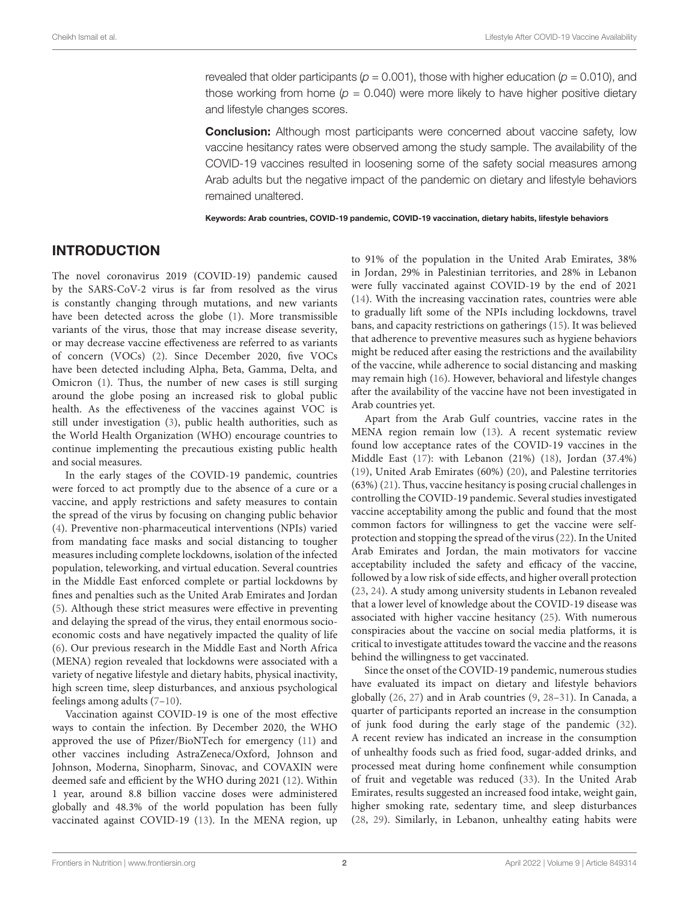revealed that older participants ($p = 0.001$), those with higher education ($p = 0.010$), and those working from home ($p = 0.040$) were more likely to have higher positive dietary and lifestyle changes scores.

**Conclusion:** Although most participants were concerned about vaccine safety, low vaccine hesitancy rates were observed among the study sample. The availability of the COVID-19 vaccines resulted in loosening some of the safety social measures among Arab adults but the negative impact of the pandemic on dietary and lifestyle behaviors remained unaltered.

**Keywords: Arab countries, COVID-19 pandemic, COVID-19 vaccination, dietary habits, lifestyle behaviors**

## INTRODUCTION

The novel coronavirus 2019 (COVID-19) pandemic caused by the SARS-CoV-2 virus is far from resolved as the virus is constantly changing through mutations, and new variants have been detected across the globe (1). More transmissible variants of the virus, those that may increase disease severity, or may decrease vaccine effectiveness are referred to as variants of concern (VOCs) (2). Since December 2020, five VOCs have been detected including Alpha, Beta, Gamma, Delta, and Omicron (1). Thus, the number of new cases is still surging around the globe posing an increased risk to global public health. As the effectiveness of the vaccines against VOC is still under investigation (3), public health authorities, such as the World Health Organization (WHO) encourage countries to continue implementing the precautious existing public health and social measures.

In the early stages of the COVID-19 pandemic, countries were forced to act promptly due to the absence of a cure or a vaccine, and apply restrictions and safety measures to contain the spread of the virus by focusing on changing public behavior (4). Preventive non-pharmaceutical interventions (NPIs) varied from mandating face masks and social distancing to tougher measures including complete lockdowns, isolation of the infected population, teleworking, and virtual education. Several countries in the Middle East enforced complete or partial lockdowns by fines and penalties such as the United Arab Emirates and Jordan (5). Although these strict measures were effective in preventing and delaying the spread of the virus, they entail enormous socio-economic costs and have negatively impacted the quality of life (6). Our previous research in the Middle East and North Africa (MENA) region revealed that lockdowns were associated with a variety of negative lifestyle and dietary habits, physical inactivity, high screen time, sleep disturbances, and anxious psychological feelings among adults (7–10).

Vaccination against COVID-19 is one of the most effective ways to contain the infection. By December 2020, the WHO approved the use of Pfizer/BioNTech for emergency (11) and other vaccines including AstraZeneca/Oxford, Johnson and Johnson, Moderna, Sinopharm, Sinovac, and COVAXIN were deemed safe and efficient by the WHO during 2021 (12). Within 1 year, around 8.8 billion vaccine doses were administered globally and 48.3% of the world population has been fully vaccinated against COVID-19 (13). In the MENA region, up to 91% of the population in the United Arab Emirates, 38% in Jordan, 29% in Palestinian territories, and 28% in Lebanon were fully vaccinated against COVID-19 by the end of 2021 (14). With the increasing vaccination rates, countries were able to gradually lift some of the NPIs including lockdowns, travel bans, and capacity restrictions on gatherings (15). It was believed that adherence to preventive measures such as hygiene behaviors might be reduced after easing the restrictions and the availability of the vaccine, while adherence to social distancing and masking may remain high (16). However, behavioral and lifestyle changes after the availability of the vaccine have not been investigated in Arab countries yet.

Apart from the Arab Gulf countries, vaccine rates in the MENA region remain low (13). A recent systematic review found low acceptance rates of the COVID-19 vaccines in the Middle East (17): with Lebanon (21%) (18), Jordan (37.4%) (19), United Arab Emirates (60%) (20), and Palestine territories (63%) (21). Thus, vaccine hesitancy is posing crucial challenges in controlling the COVID-19 pandemic. Several studies investigated vaccine acceptability among the public and found that the most common factors for willingness to get the vaccine were self-protection and stopping the spread of the virus (22). In the United Arab Emirates and Jordan, the main motivators for vaccine acceptability included the safety and efficacy of the vaccine, followed by a low risk of side effects, and higher overall protection (23, 24). A study among university students in Lebanon revealed that a lower level of knowledge about the COVID-19 disease was associated with higher vaccine hesitancy (25). With numerous conspiracies about the vaccine on social media platforms, it is critical to investigate attitudes toward the vaccine and the reasons behind the willingness to get vaccinated.

Since the onset of the COVID-19 pandemic, numerous studies have evaluated its impact on dietary and lifestyle behaviors globally (26, 27) and in Arab countries (9, 28–31). In Canada, a quarter of participants reported an increase in the consumption of junk food during the early stage of the pandemic (32). A recent review has indicated an increase in the consumption of unhealthy foods such as fried food, sugar-added drinks, and processed meat during home confinement while consumption of fruit and vegetable was reduced (33). In the United Arab Emirates, results suggested an increased food intake, weight gain, higher smoking rate, sedentary time, and sleep disturbances (28, 29). Similarly, in Lebanon, unhealthy eating habits were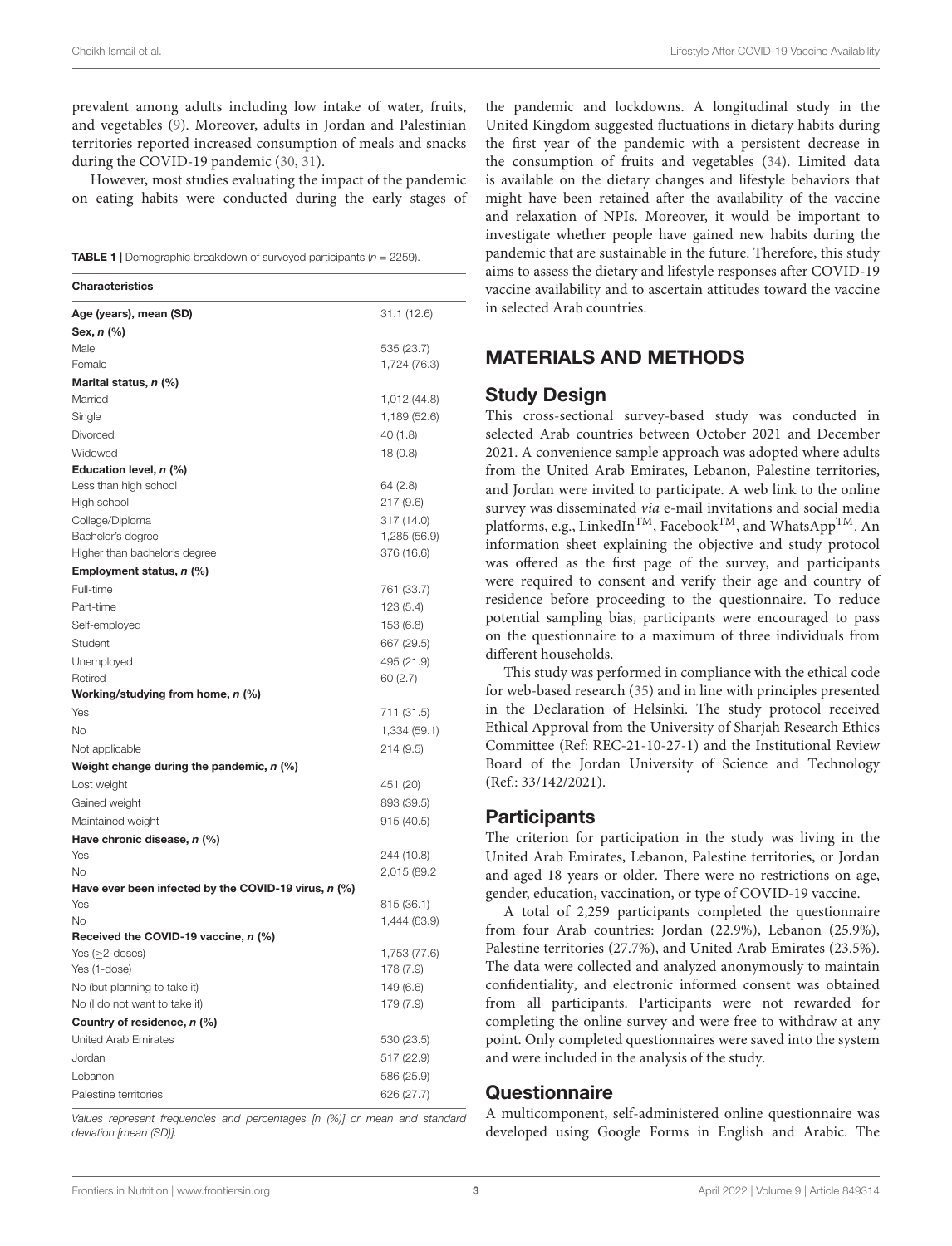prevalent among adults including low intake of water, fruits, and vegetables (9). Moreover, adults in Jordan and Palestinian territories reported increased consumption of meals and snacks during the COVID-19 pandemic (30, 31).

However, most studies evaluating the impact of the pandemic on eating habits were conducted during the early stages of the pandemic and lockdowns. A longitudinal study in the United Kingdom suggested fluctuations in dietary habits during the first year of the pandemic with a persistent decrease in the consumption of fruits and vegetables (34). Limited data is available on the dietary changes and lifestyle behaviors that might have been retained after the availability of the vaccine and relaxation of NPIs. Moreover, it would be important to investigate whether people have gained new habits during the pandemic that are sustainable in the future. Therefore, this study aims to assess the dietary and lifestyle responses after COVID-19 vaccine availability and to ascertain attitudes toward the vaccine in selected Arab countries.

**TABLE 1** | Demographic breakdown of surveyed participants ($n$ = 2259).

| Characteristics | |
|---|---|
| **Age (years), mean (SD)** | 31.1 (12.6) |
| **Sex, *n* (%)** | |
| Male | 535 (23.7) |
| Female | 1,724 (76.3) |
| **Marital status, *n* (%)** | |
| Married | 1,012 (44.8) |
| Single | 1,189 (52.6) |
| Divorced | 40 (1.8) |
| Widowed | 18 (0.8) |
| **Education level, *n* (%)** | |
| Less than high school | 64 (2.8) |
| High school | 217 (9.6) |
| College/Diploma | 317 (14.0) |
| Bachelor's degree | 1,285 (56.9) |
| Higher than bachelor's degree | 376 (16.6) |
| **Employment status, *n* (%)** | |
| Full-time | 761 (33.7) |
| Part-time | 123 (5.4) |
| Self-employed | 153 (6.8) |
| Student | 667 (29.5) |
| Unemployed | 495 (21.9) |
| Retired | 60 (2.7) |
| **Working/studying from home, *n* (%)** | |
| Yes | 711 (31.5) |
| No | 1,334 (59.1) |
| Not applicable | 214 (9.5) |
| **Weight change during the pandemic, *n* (%)** | |
| Lost weight | 451 (20) |
| Gained weight | 893 (39.5) |
| Maintained weight | 915 (40.5) |
| **Have chronic disease, *n* (%)** | |
| Yes | 244 (10.8) |
| No | 2,015 (89.2 |
| **Have ever been infected by the COVID-19 virus, *n* (%)** | |
| Yes | 815 (36.1) |
| No | 1,444 (63.9) |
| **Received the COVID-19 vaccine, *n* (%)** | |
| Yes (≥2-doses) | 1,753 (77.6) |
| Yes (1-dose) | 178 (7.9) |
| No (but planning to take it) | 149 (6.6) |
| No (I do not want to take it) | 179 (7.9) |
| **Country of residence, *n* (%)** | |
| United Arab Emirates | 530 (23.5) |
| Jordan | 517 (22.9) |
| Lebanon | 586 (25.9) |
| Palestine territories | 626 (27.7) |

*Values represent frequencies and percentages [n (%)] or mean and standard deviation [mean (SD)].*

## MATERIALS AND METHODS

### Study Design

This cross-sectional survey-based study was conducted in selected Arab countries between October 2021 and December 2021. A convenience sample approach was adopted where adults from the United Arab Emirates, Lebanon, Palestine territories, and Jordan were invited to participate. A web link to the online survey was disseminated *via* e-mail invitations and social media platforms, e.g., LinkedIn™, Facebook™, and WhatsApp™. An information sheet explaining the objective and study protocol was offered as the first page of the survey, and participants were required to consent and verify their age and country of residence before proceeding to the questionnaire. To reduce potential sampling bias, participants were encouraged to pass on the questionnaire to a maximum of three individuals from different households.

This study was performed in compliance with the ethical code for web-based research (35) and in line with principles presented in the Declaration of Helsinki. The study protocol received Ethical Approval from the University of Sharjah Research Ethics Committee (Ref: REC-21-10-27-1) and the Institutional Review Board of the Jordan University of Science and Technology (Ref.: 33/142/2021).

### Participants

The criterion for participation in the study was living in the United Arab Emirates, Lebanon, Palestine territories, or Jordan and aged 18 years or older. There were no restrictions on age, gender, education, vaccination, or type of COVID-19 vaccine.

A total of 2,259 participants completed the questionnaire from four Arab countries: Jordan (22.9%), Lebanon (25.9%), Palestine territories (27.7%), and United Arab Emirates (23.5%). The data were collected and analyzed anonymously to maintain confidentiality, and electronic informed consent was obtained from all participants. Participants were not rewarded for completing the online survey and were free to withdraw at any point. Only completed questionnaires were saved into the system and were included in the analysis of the study.

### Questionnaire

A multicomponent, self-administered online questionnaire was developed using Google Forms in English and Arabic. The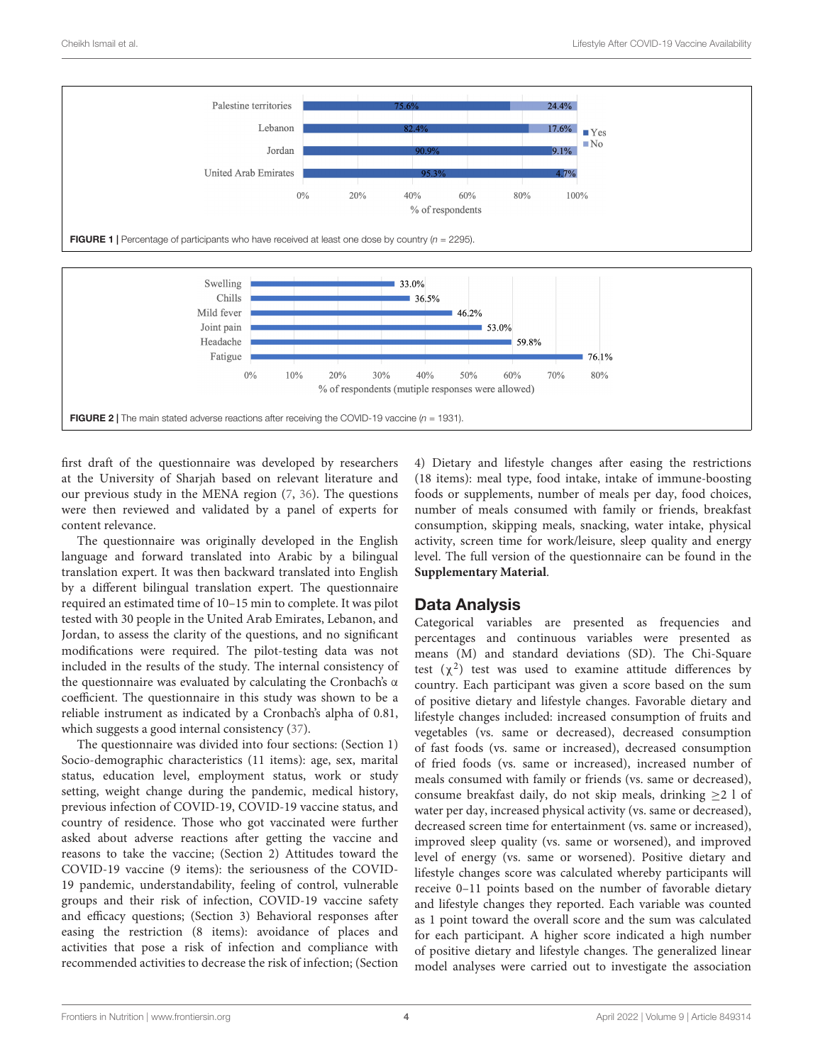FIGURE 1 | Percentage of participants who have received at least one dose by country ($n$ = 2295).

FIGURE 2 | The main stated adverse reactions after receiving the COVID-19 vaccine ($n$ = 1931).

first draft of the questionnaire was developed by researchers at the University of Sharjah based on relevant literature and our previous study in the MENA region (7, 36). The questions were then reviewed and validated by a panel of experts for content relevance.

The questionnaire was originally developed in the English language and forward translated into Arabic by a bilingual translation expert. It was then backward translated into English by a different bilingual translation expert. The questionnaire required an estimated time of 10–15 min to complete. It was pilot tested with 30 people in the United Arab Emirates, Lebanon, and Jordan, to assess the clarity of the questions, and no significant modifications were required. The pilot-testing data was not included in the results of the study. The internal consistency of the questionnaire was evaluated by calculating the Cronbach's $\alpha$ coefficient. The questionnaire in this study was shown to be a reliable instrument as indicated by a Cronbach's alpha of 0.81, which suggests a good internal consistency (37).

The questionnaire was divided into four sections: (Section 1) Socio-demographic characteristics (11 items): age, sex, marital status, education level, employment status, work or study setting, weight change during the pandemic, medical history, previous infection of COVID-19, COVID-19 vaccine status, and country of residence. Those who got vaccinated were further asked about adverse reactions after getting the vaccine and reasons to take the vaccine; (Section 2) Attitudes toward the COVID-19 vaccine (9 items): the seriousness of the COVID-19 pandemic, understandability, feeling of control, vulnerable groups and their risk of infection, COVID-19 vaccine safety and efficacy questions; (Section 3) Behavioral responses after easing the restriction (8 items): avoidance of places and activities that pose a risk of infection and compliance with recommended activities to decrease the risk of infection; (Section 4) Dietary and lifestyle changes after easing the restrictions (18 items): meal type, food intake, intake of immune-boosting foods or supplements, number of meals per day, food choices, number of meals consumed with family or friends, breakfast consumption, skipping meals, snacking, water intake, physical activity, screen time for work/leisure, sleep quality and energy level. The full version of the questionnaire can be found in the **Supplementary Material**.

## Data Analysis

Categorical variables are presented as frequencies and percentages and continuous variables were presented as means (M) and standard deviations (SD). The Chi-Square test ($\chi^2$) test was used to examine attitude differences by country. Each participant was given a score based on the sum of positive dietary and lifestyle changes. Favorable dietary and lifestyle changes included: increased consumption of fruits and vegetables (vs. same or decreased), decreased consumption of fast foods (vs. same or increased), decreased consumption of fried foods (vs. same or increased), increased number of meals consumed with family or friends (vs. same or decreased), consume breakfast daily, do not skip meals, drinking $\geq$2 l of water per day, increased physical activity (vs. same or decreased), decreased screen time for entertainment (vs. same or increased), improved sleep quality (vs. same or worsened), and improved level of energy (vs. same or worsened). Positive dietary and lifestyle changes score was calculated whereby participants will receive 0–11 points based on the number of favorable dietary and lifestyle changes they reported. Each variable was counted as 1 point toward the overall score and the sum was calculated for each participant. A higher score indicated a high number of positive dietary and lifestyle changes. The generalized linear model analyses were carried out to investigate the association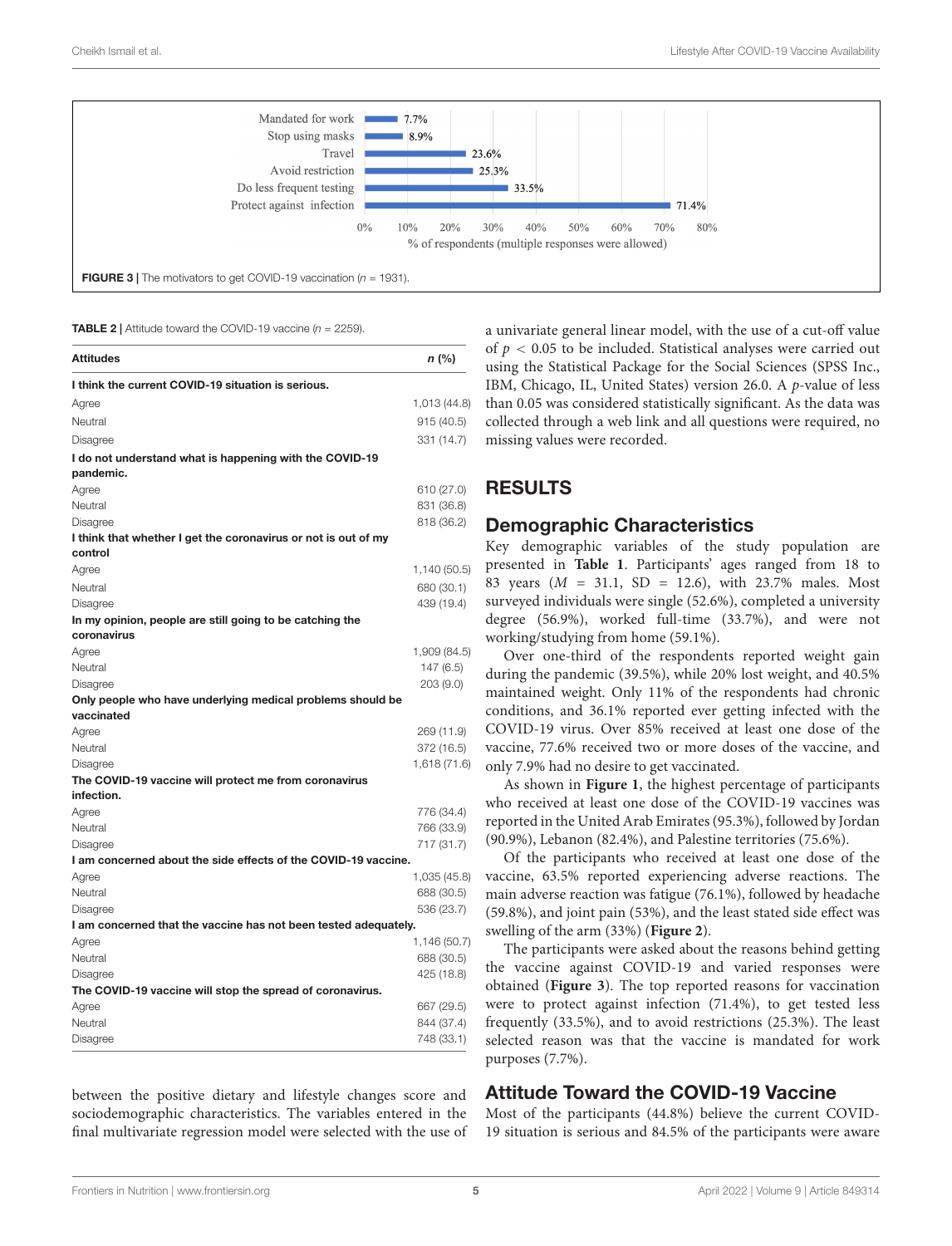**FIGURE 3 |** The motivators to get COVID-19 vaccination ($n$ = 1931).

**TABLE 2 |** Attitude toward the COVID-19 vaccine ($n$ = 2259).

| Attitudes | n (%) |
|---|---|
| **I think the current COVID-19 situation is serious.** | |
| Agree | 1,013 (44.8) |
| Neutral | 915 (40.5) |
| Disagree | 331 (14.7) |
| **I do not understand what is happening with the COVID-19 pandemic.** | |
| Agree | 610 (27.0) |
| Neutral | 831 (36.8) |
| Disagree | 818 (36.2) |
| **I think that whether I get the coronavirus or not is out of my control** | |
| Agree | 1,140 (50.5) |
| Neutral | 680 (30.1) |
| Disagree | 439 (19.4) |
| **In my opinion, people are still going to be catching the coronavirus** | |
| Agree | 1,909 (84.5) |
| Neutral | 147 (6.5) |
| Disagree | 203 (9.0) |
| **Only people who have underlying medical problems should be vaccinated** | |
| Agree | 269 (11.9) |
| Neutral | 372 (16.5) |
| Disagree | 1,618 (71.6) |
| **The COVID-19 vaccine will protect me from coronavirus infection.** | |
| Agree | 776 (34.4) |
| Neutral | 766 (33.9) |
| Disagree | 717 (31.7) |
| **I am concerned about the side effects of the COVID-19 vaccine.** | |
| Agree | 1,035 (45.8) |
| Neutral | 688 (30.5) |
| Disagree | 536 (23.7) |
| **I am concerned that the vaccine has not been tested adequately.** | |
| Agree | 1,146 (50.7) |
| Neutral | 688 (30.5) |
| Disagree | 425 (18.8) |
| **The COVID-19 vaccine will stop the spread of coronavirus.** | |
| Agree | 667 (29.5) |
| Neutral | 844 (37.4) |
| Disagree | 748 (33.1) |

between the positive dietary and lifestyle changes score and sociodemographic characteristics. The variables entered in the final multivariate regression model were selected with the use of a univariate general linear model, with the use of a cut-off value of $p < 0.05$ to be included. Statistical analyses were carried out using the Statistical Package for the Social Sciences (SPSS Inc., IBM, Chicago, IL, United States) version 26.0. A $p$-value of less than 0.05 was considered statistically significant. As the data was collected through a web link and all questions were required, no missing values were recorded.

## RESULTS

### Demographic Characteristics

Key demographic variables of the study population are presented in **Table 1**. Participants' ages ranged from 18 to 83 years ($M$ = 31.1, SD = 12.6), with 23.7% males. Most surveyed individuals were single (52.6%), completed a university degree (56.9%), worked full-time (33.7%), and were not working/studying from home (59.1%).

Over one-third of the respondents reported weight gain during the pandemic (39.5%), while 20% lost weight, and 40.5% maintained weight. Only 11% of the respondents had chronic conditions, and 36.1% reported ever getting infected with the COVID-19 virus. Over 85% received at least one dose of the vaccine, 77.6% received two or more doses of the vaccine, and only 7.9% had no desire to get vaccinated.

As shown in **Figure 1**, the highest percentage of participants who received at least one dose of the COVID-19 vaccines was reported in the United Arab Emirates (95.3%), followed by Jordan (90.9%), Lebanon (82.4%), and Palestine territories (75.6%).

Of the participants who received at least one dose of the vaccine, 63.5% reported experiencing adverse reactions. The main adverse reaction was fatigue (76.1%), followed by headache (59.8%), and joint pain (53%), and the least stated side effect was swelling of the arm (33%) (**Figure 2**).

The participants were asked about the reasons behind getting the vaccine against COVID-19 and varied responses were obtained (**Figure 3**). The top reported reasons for vaccination were to protect against infection (71.4%), to get tested less frequently (33.5%), and to avoid restrictions (25.3%). The least selected reason was that the vaccine is mandated for work purposes (7.7%).

### Attitude Toward the COVID-19 Vaccine

Most of the participants (44.8%) believe the current COVID-19 situation is serious and 84.5% of the participants were aware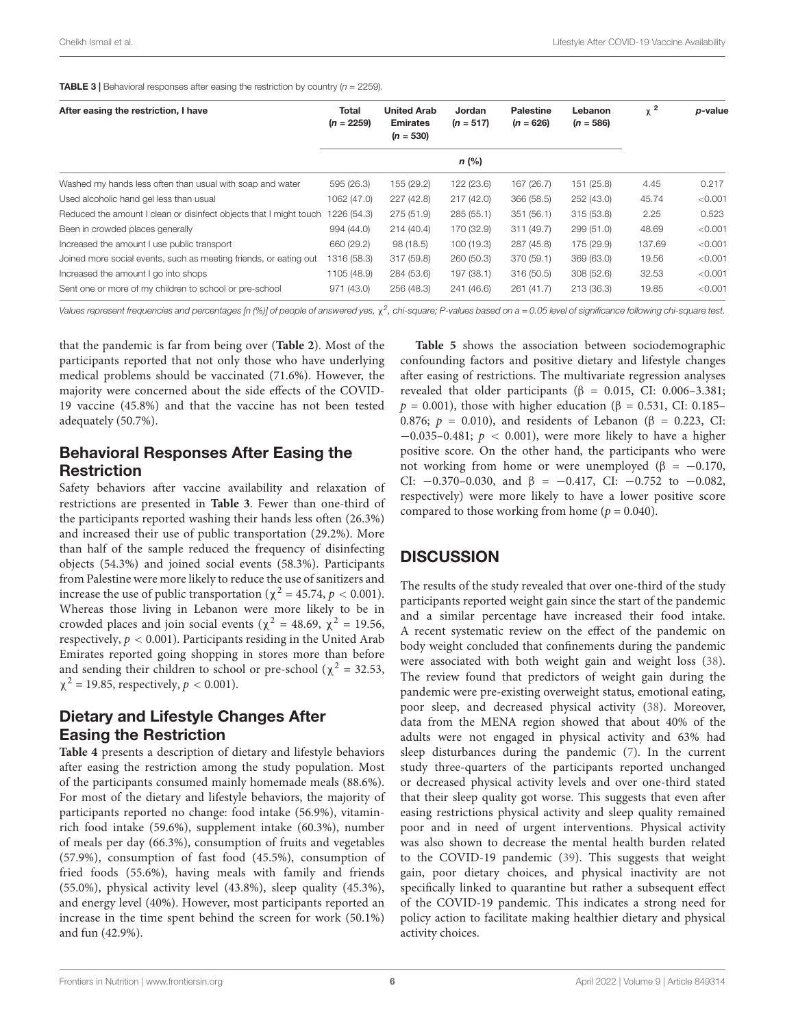**TABLE 3 |** Behavioral responses after easing the restriction by country ($n = 2259$).

| After easing the restriction, I have | Total ($n = 2259$) | United Arab Emirates ($n = 530$) | Jordan ($n = 517$) | Palestine ($n = 626$) | Lebanon ($n = 586$) | $\chi^2$ | *p*-value |
|---|---|---|---|---|---|---|---|
| | *n* (%) | | | | | | |
| Washed my hands less often than usual with soap and water | 595 (26.3) | 155 (29.2) | 122 (23.6) | 167 (26.7) | 151 (25.8) | 4.45 | 0.217 |
| Used alcoholic hand gel less than usual | 1062 (47.0) | 227 (42.8) | 217 (42.0) | 366 (58.5) | 252 (43.0) | 45.74 | <0.001 |
| Reduced the amount I clean or disinfect objects that I might touch | 1226 (54.3) | 275 (51.9) | 285 (55.1) | 351 (56.1) | 315 (53.8) | 2.25 | 0.523 |
| Been in crowded places generally | 994 (44.0) | 214 (40.4) | 170 (32.9) | 311 (49.7) | 299 (51.0) | 48.69 | <0.001 |
| Increased the amount I use public transport | 660 (29.2) | 98 (18.5) | 100 (19.3) | 287 (45.8) | 175 (29.9) | 137.69 | <0.001 |
| Joined more social events, such as meeting friends, or eating out | 1316 (58.3) | 317 (59.8) | 260 (50.3) | 370 (59.1) | 369 (63.0) | 19.56 | <0.001 |
| Increased the amount I go into shops | 1105 (48.9) | 284 (53.6) | 197 (38.1) | 316 (50.5) | 308 (52.6) | 32.53 | <0.001 |
| Sent one or more of my children to school or pre-school | 971 (43.0) | 256 (48.3) | 241 (46.6) | 261 (41.7) | 213 (36.3) | 19.85 | <0.001 |

*Values represent frequencies and percentages [n (%)] of people of answered yes, $\chi^2$, chi-square; P-values based on a = 0.05 level of significance following chi-square test.*

that the pandemic is far from being over (**Table 2**). Most of the participants reported that not only those who have underlying medical problems should be vaccinated (71.6%). However, the majority were concerned about the side effects of the COVID-19 vaccine (45.8%) and that the vaccine has not been tested adequately (50.7%).

## Behavioral Responses After Easing the Restriction

Safety behaviors after vaccine availability and relaxation of restrictions are presented in **Table 3**. Fewer than one-third of the participants reported washing their hands less often (26.3%) and increased their use of public transportation (29.2%). More than half of the sample reduced the frequency of disinfecting objects (54.3%) and joined social events (58.3%). Participants from Palestine were more likely to reduce the use of sanitizers and increase the use of public transportation ($\chi^2 = 45.74$, $p < 0.001$). Whereas those living in Lebanon were more likely to be in crowded places and join social events ($\chi^2 = 48.69$, $\chi^2 = 19.56$, respectively, $p < 0.001$). Participants residing in the United Arab Emirates reported going shopping in stores more than before and sending their children to school or pre-school ($\chi^2 = 32.53$, $\chi^2 = 19.85$, respectively, $p < 0.001$).

## Dietary and Lifestyle Changes After Easing the Restriction

**Table 4** presents a description of dietary and lifestyle behaviors after easing the restriction among the study population. Most of the participants consumed mainly homemade meals (88.6%). For most of the dietary and lifestyle behaviors, the majority of participants reported no change: food intake (56.9%), vitamin-rich food intake (59.6%), supplement intake (60.3%), number of meals per day (66.3%), consumption of fruits and vegetables (57.9%), consumption of fast food (45.5%), consumption of fried foods (55.6%), having meals with family and friends (55.0%), physical activity level (43.8%), sleep quality (45.3%), and energy level (40%). However, most participants reported an increase in the time spent behind the screen for work (50.1%) and fun (42.9%).

**Table 5** shows the association between sociodemographic confounding factors and positive dietary and lifestyle changes after easing of restrictions. The multivariate regression analyses revealed that older participants ($\beta = 0.015$, CI: 0.006–3.381; $p = 0.001$), those with higher education ($\beta = 0.531$, CI: 0.185–0.876; $p = 0.010$), and residents of Lebanon ($\beta = 0.223$, CI: −0.035–0.481; $p < 0.001$), were more likely to have a higher positive score. On the other hand, the participants who were not working from home or were unemployed ($\beta = -0.170$, CI: −0.370–0.030, and $\beta = -0.417$, CI: −0.752 to −0.082, respectively) were more likely to have a lower positive score compared to those working from home ($p = 0.040$).

# DISCUSSION

The results of the study revealed that over one-third of the study participants reported weight gain since the start of the pandemic and a similar percentage have increased their food intake. A recent systematic review on the effect of the pandemic on body weight concluded that confinements during the pandemic were associated with both weight gain and weight loss (38). The review found that predictors of weight gain during the pandemic were pre-existing overweight status, emotional eating, poor sleep, and decreased physical activity (38). Moreover, data from the MENA region showed that about 40% of the adults were not engaged in physical activity and 63% had sleep disturbances during the pandemic (7). In the current study three-quarters of the participants reported unchanged or decreased physical activity levels and over one-third stated that their sleep quality got worse. This suggests that even after easing restrictions physical activity and sleep quality remained poor and in need of urgent interventions. Physical activity was also shown to decrease the mental health burden related to the COVID-19 pandemic (39). This suggests that weight gain, poor dietary choices, and physical inactivity are not specifically linked to quarantine but rather a subsequent effect of the COVID-19 pandemic. This indicates a strong need for policy action to facilitate making healthier dietary and physical activity choices.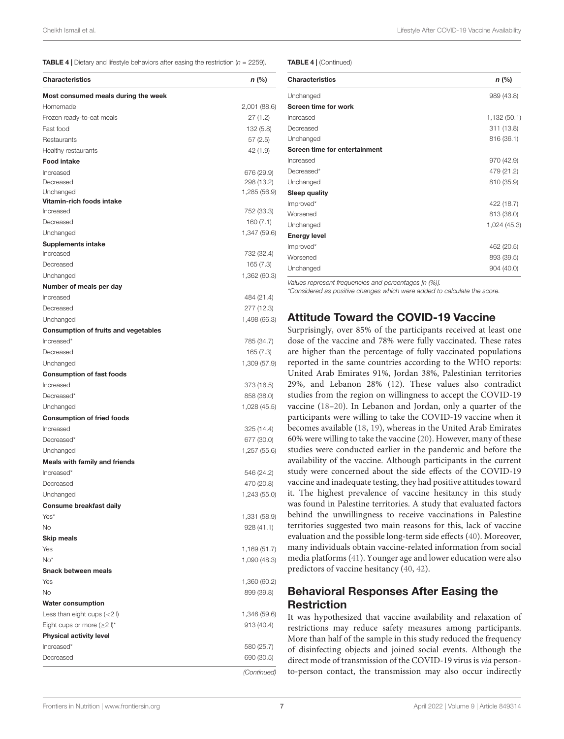**TABLE 4 |** Dietary and lifestyle behaviors after easing the restriction (*n* = 2259).

| Characteristics | *n* (%) |
|---|---|
| **Most consumed meals during the week** | |
| Homemade | 2,001 (88.6) |
| Frozen ready-to-eat meals | 27 (1.2) |
| Fast food | 132 (5.8) |
| Restaurants | 57 (2.5) |
| Healthy restaurants | 42 (1.9) |
| **Food intake** | |
| Increased | 676 (29.9) |
| Decreased | 298 (13.2) |
| Unchanged | 1,285 (56.9) |
| **Vitamin-rich foods intake** | |
| Increased | 752 (33.3) |
| Decreased | 160 (7.1) |
| Unchanged | 1,347 (59.6) |
| **Supplements intake** | |
| Increased | 732 (32.4) |
| Decreased | 165 (7.3) |
| Unchanged | 1,362 (60.3) |
| **Number of meals per day** | |
| Increased | 484 (21.4) |
| Decreased | 277 (12.3) |
| Unchanged | 1,498 (66.3) |
| **Consumption of fruits and vegetables** | |
| Increased* | 785 (34.7) |
| Decreased | 165 (7.3) |
| Unchanged | 1,309 (57.9) |
| **Consumption of fast foods** | |
| Increased | 373 (16.5) |
| Decreased* | 858 (38.0) |
| Unchanged | 1,028 (45.5) |
| **Consumption of fried foods** | |
| Increased | 325 (14.4) |
| Decreased* | 677 (30.0) |
| Unchanged | 1,257 (55.6) |
| **Meals with family and friends** | |
| Increased* | 546 (24.2) |
| Decreased | 470 (20.8) |
| Unchanged | 1,243 (55.0) |
| **Consume breakfast daily** | |
| Yes* | 1,331 (58.9) |
| No | 928 (41.1) |
| **Skip meals** | |
| Yes | 1,169 (51.7) |
| No* | 1,090 (48.3) |
| **Snack between meals** | |
| Yes | 1,360 (60.2) |
| No | 899 (39.8) |
| **Water consumption** | |
| Less than eight cups (<2 l) | 1,346 (59.6) |
| Eight cups or more (≥2 l)* | 913 (40.4) |
| **Physical activity level** | |
| Increased* | 580 (25.7) |
| Decreased | 690 (30.5) |
| Unchanged | 989 (43.8) |
| **Screen time for work** | |
| Increased | 1,132 (50.1) |
| Decreased | 311 (13.8) |
| Unchanged | 816 (36.1) |
| **Screen time for entertainment** | |
| Increased | 970 (42.9) |
| Decreased* | 479 (21.2) |
| Unchanged | 810 (35.9) |
| **Sleep quality** | |
| Improved* | 422 (18.7) |
| Worsened | 813 (36.0) |
| Unchanged | 1,024 (45.3) |
| **Energy level** | |
| Improved* | 462 (20.5) |
| Worsened | 893 (39.5) |
| Unchanged | 904 (40.0) |

*Values represent frequencies and percentages [n (%)].*
*\*Considered as positive changes which were added to calculate the score.*

## Attitude Toward the COVID-19 Vaccine

Surprisingly, over 85% of the participants received at least one dose of the vaccine and 78% were fully vaccinated. These rates are higher than the percentage of fully vaccinated populations reported in the same countries according to the WHO reports: United Arab Emirates 91%, Jordan 38%, Palestinian territories 29%, and Lebanon 28% (12). These values also contradict studies from the region on willingness to accept the COVID-19 vaccine (18–20). In Lebanon and Jordan, only a quarter of the participants were willing to take the COVID-19 vaccine when it becomes available (18, 19), whereas in the United Arab Emirates 60% were willing to take the vaccine (20). However, many of these studies were conducted earlier in the pandemic and before the availability of the vaccine. Although participants in the current study were concerned about the side effects of the COVID-19 vaccine and inadequate testing, they had positive attitudes toward it. The highest prevalence of vaccine hesitancy in this study was found in Palestine territories. A study that evaluated factors behind the unwillingness to receive vaccinations in Palestine territories suggested two main reasons for this, lack of vaccine evaluation and the possible long-term side effects (40). Moreover, many individuals obtain vaccine-related information from social media platforms (41). Younger age and lower education were also predictors of vaccine hesitancy (40, 42).

## Behavioral Responses After Easing the Restriction

It was hypothesized that vaccine availability and relaxation of restrictions may reduce safety measures among participants. More than half of the sample in this study reduced the frequency of disinfecting objects and joined social events. Although the direct mode of transmission of the COVID-19 virus is *via* person-to-person contact, the transmission may also occur indirectly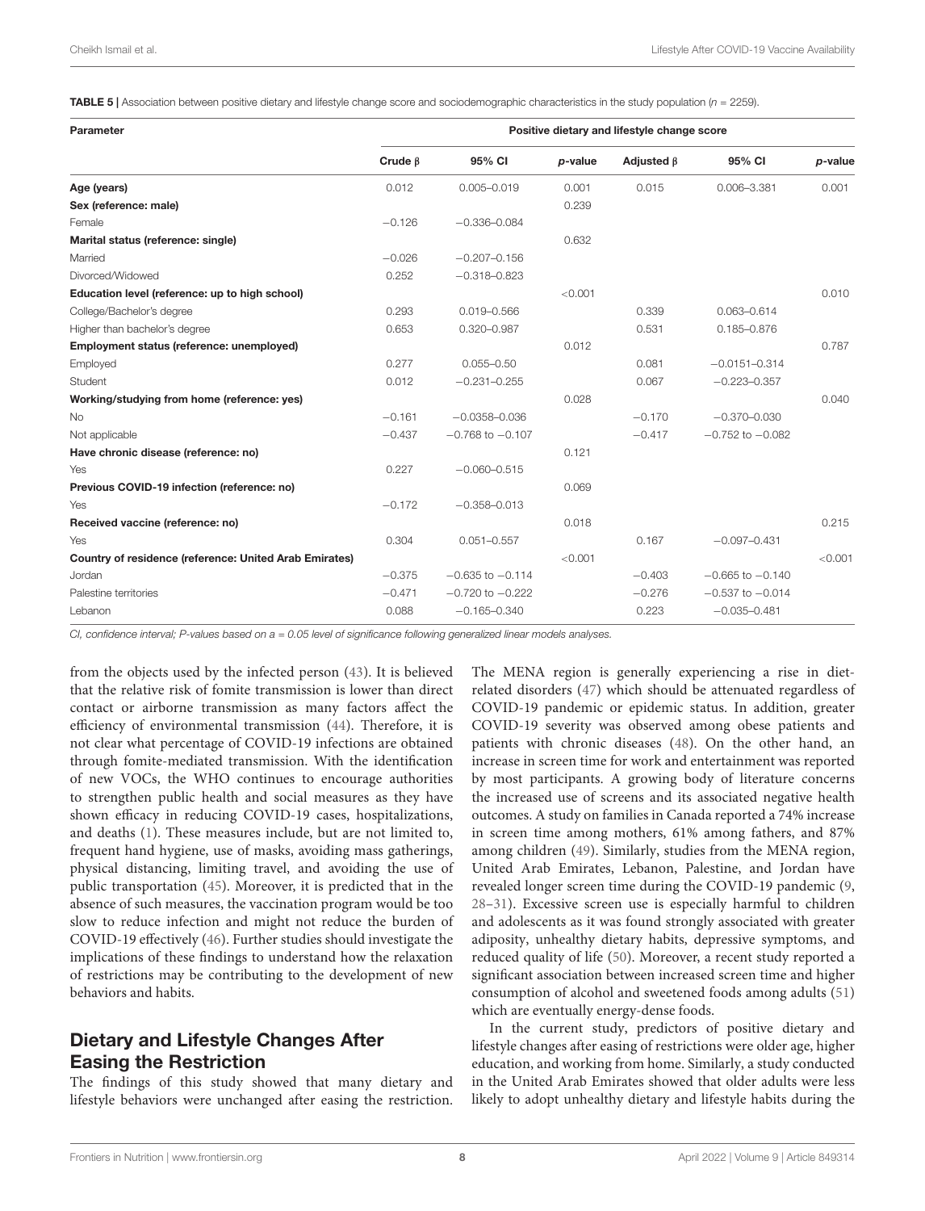**TABLE 5** | Association between positive dietary and lifestyle change score and sociodemographic characteristics in the study population (*n* = 2259).

| Parameter | Positive dietary and lifestyle change score | | | | | |
|---|---|---|---|---|---|---|
| | Crude β | 95% CI | *p*-value | Adjusted β | 95% CI | *p*-value |
| **Age (years)** | 0.012 | 0.005–0.019 | 0.001 | 0.015 | 0.006–3.381 | 0.001 |
| **Sex (reference: male)** | | | 0.239 | | | |
| Female | −0.126 | −0.336–0.084 | | | | |
| **Marital status (reference: single)** | | | 0.632 | | | |
| Married | −0.026 | −0.207–0.156 | | | | |
| Divorced/Widowed | 0.252 | −0.318–0.823 | | | | |
| **Education level (reference: up to high school)** | | | <0.001 | | | 0.010 |
| College/Bachelor's degree | 0.293 | 0.019–0.566 | | 0.339 | 0.063–0.614 | |
| Higher than bachelor's degree | 0.653 | 0.320–0.987 | | 0.531 | 0.185–0.876 | |
| **Employment status (reference: unemployed)** | | | 0.012 | | | 0.787 |
| Employed | 0.277 | 0.055–0.50 | | 0.081 | −0.0151–0.314 | |
| Student | 0.012 | −0.231–0.255 | | 0.067 | −0.223–0.357 | |
| **Working/studying from home (reference: yes)** | | | 0.028 | | | 0.040 |
| No | −0.161 | −0.0358–0.036 | | −0.170 | −0.370–0.030 | |
| Not applicable | −0.437 | −0.768 to −0.107 | | −0.417 | −0.752 to −0.082 | |
| **Have chronic disease (reference: no)** | | | 0.121 | | | |
| Yes | 0.227 | −0.060–0.515 | | | | |
| **Previous COVID-19 infection (reference: no)** | | | 0.069 | | | |
| Yes | −0.172 | −0.358–0.013 | | | | |
| **Received vaccine (reference: no)** | | | 0.018 | | | 0.215 |
| Yes | 0.304 | 0.051–0.557 | | 0.167 | −0.097–0.431 | |
| **Country of residence (reference: United Arab Emirates)** | | | <0.001 | | | <0.001 |
| Jordan | −0.375 | −0.635 to −0.114 | | −0.403 | −0.665 to −0.140 | |
| Palestine territories | −0.471 | −0.720 to −0.222 | | −0.276 | −0.537 to −0.014 | |
| Lebanon | 0.088 | −0.165–0.340 | | 0.223 | −0.035–0.481 | |

*CI, confidence interval; P-values based on a = 0.05 level of significance following generalized linear models analyses.*

from the objects used by the infected person (43). It is believed that the relative risk of fomite transmission is lower than direct contact or airborne transmission as many factors affect the efficiency of environmental transmission (44). Therefore, it is not clear what percentage of COVID-19 infections are obtained through fomite-mediated transmission. With the identification of new VOCs, the WHO continues to encourage authorities to strengthen public health and social measures as they have shown efficacy in reducing COVID-19 cases, hospitalizations, and deaths (1). These measures include, but are not limited to, frequent hand hygiene, use of masks, avoiding mass gatherings, physical distancing, limiting travel, and avoiding the use of public transportation (45). Moreover, it is predicted that in the absence of such measures, the vaccination program would be too slow to reduce infection and might not reduce the burden of COVID-19 effectively (46). Further studies should investigate the implications of these findings to understand how the relaxation of restrictions may be contributing to the development of new behaviors and habits.

## Dietary and Lifestyle Changes After Easing the Restriction

The findings of this study showed that many dietary and lifestyle behaviors were unchanged after easing the restriction. The MENA region is generally experiencing a rise in diet-related disorders (47) which should be attenuated regardless of COVID-19 pandemic or epidemic status. In addition, greater COVID-19 severity was observed among obese patients and patients with chronic diseases (48). On the other hand, an increase in screen time for work and entertainment was reported by most participants. A growing body of literature concerns the increased use of screens and its associated negative health outcomes. A study on families in Canada reported a 74% increase in screen time among mothers, 61% among fathers, and 87% among children (49). Similarly, studies from the MENA region, United Arab Emirates, Lebanon, Palestine, and Jordan have revealed longer screen time during the COVID-19 pandemic (9, 28–31). Excessive screen use is especially harmful to children and adolescents as it was found strongly associated with greater adiposity, unhealthy dietary habits, depressive symptoms, and reduced quality of life (50). Moreover, a recent study reported a significant association between increased screen time and higher consumption of alcohol and sweetened foods among adults (51) which are eventually energy-dense foods.

In the current study, predictors of positive dietary and lifestyle changes after easing of restrictions were older age, higher education, and working from home. Similarly, a study conducted in the United Arab Emirates showed that older adults were less likely to adopt unhealthy dietary and lifestyle habits during the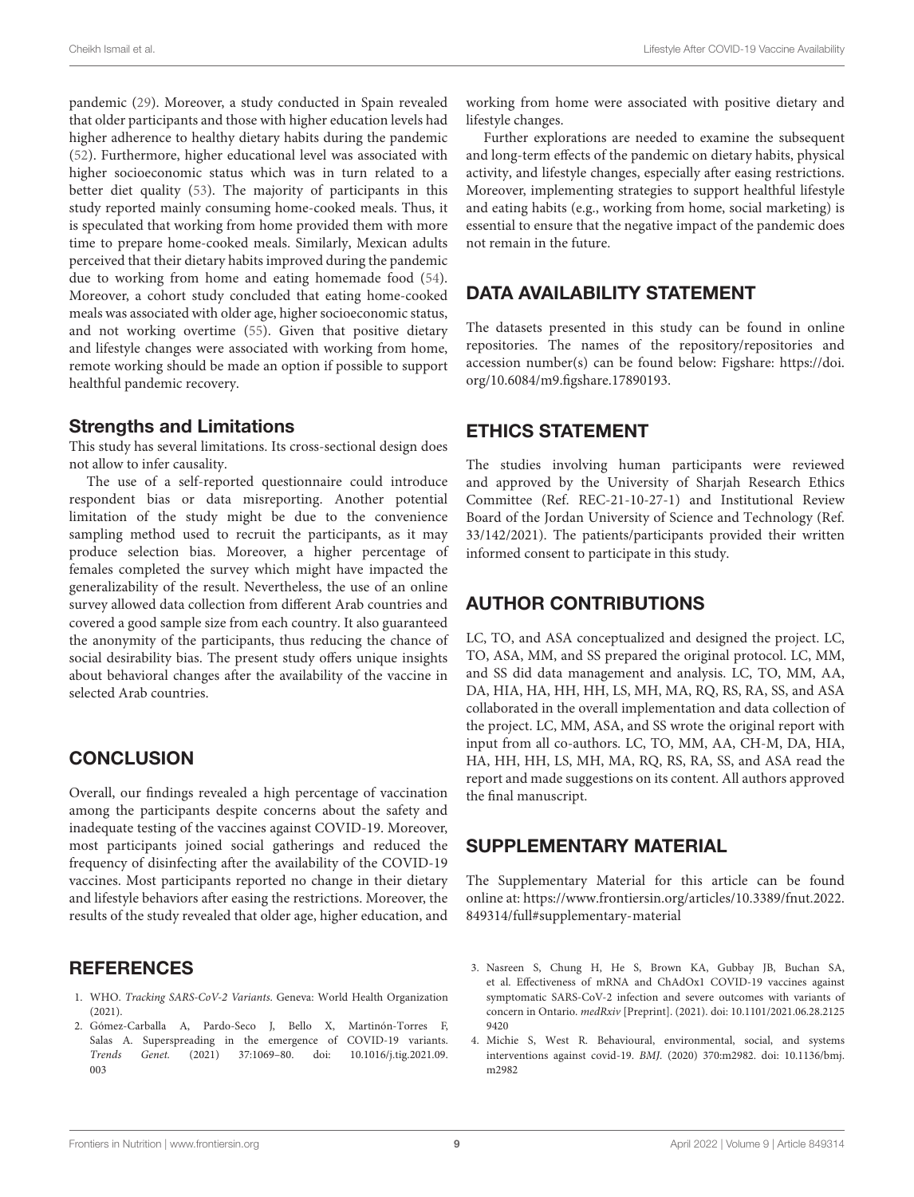pandemic (29). Moreover, a study conducted in Spain revealed that older participants and those with higher education levels had higher adherence to healthy dietary habits during the pandemic (52). Furthermore, higher educational level was associated with higher socioeconomic status which was in turn related to a better diet quality (53). The majority of participants in this study reported mainly consuming home-cooked meals. Thus, it is speculated that working from home provided them with more time to prepare home-cooked meals. Similarly, Mexican adults perceived that their dietary habits improved during the pandemic due to working from home and eating homemade food (54). Moreover, a cohort study concluded that eating home-cooked meals was associated with older age, higher socioeconomic status, and not working overtime (55). Given that positive dietary and lifestyle changes were associated with working from home, remote working should be made an option if possible to support healthful pandemic recovery.

### Strengths and Limitations

This study has several limitations. Its cross-sectional design does not allow to infer causality.

The use of a self-reported questionnaire could introduce respondent bias or data misreporting. Another potential limitation of the study might be due to the convenience sampling method used to recruit the participants, as it may produce selection bias. Moreover, a higher percentage of females completed the survey which might have impacted the generalizability of the result. Nevertheless, the use of an online survey allowed data collection from different Arab countries and covered a good sample size from each country. It also guaranteed the anonymity of the participants, thus reducing the chance of social desirability bias. The present study offers unique insights about behavioral changes after the availability of the vaccine in selected Arab countries.

## CONCLUSION

Overall, our findings revealed a high percentage of vaccination among the participants despite concerns about the safety and inadequate testing of the vaccines against COVID-19. Moreover, most participants joined social gatherings and reduced the frequency of disinfecting after the availability of the COVID-19 vaccines. Most participants reported no change in their dietary and lifestyle behaviors after easing the restrictions. Moreover, the results of the study revealed that older age, higher education, and working from home were associated with positive dietary and lifestyle changes.

Further explorations are needed to examine the subsequent and long-term effects of the pandemic on dietary habits, physical activity, and lifestyle changes, especially after easing restrictions. Moreover, implementing strategies to support healthful lifestyle and eating habits (e.g., working from home, social marketing) is essential to ensure that the negative impact of the pandemic does not remain in the future.

## DATA AVAILABILITY STATEMENT

The datasets presented in this study can be found in online repositories. The names of the repository/repositories and accession number(s) can be found below: Figshare: https://doi.org/10.6084/m9.figshare.17890193.

## ETHICS STATEMENT

The studies involving human participants were reviewed and approved by the University of Sharjah Research Ethics Committee (Ref. REC-21-10-27-1) and Institutional Review Board of the Jordan University of Science and Technology (Ref. 33/142/2021). The patients/participants provided their written informed consent to participate in this study.

## AUTHOR CONTRIBUTIONS

LC, TO, and ASA conceptualized and designed the project. LC, TO, ASA, MM, and SS prepared the original protocol. LC, MM, and SS did data management and analysis. LC, TO, MM, AA, DA, HIA, HA, HH, HH, LS, MH, MA, RQ, RS, RA, SS, and ASA collaborated in the overall implementation and data collection of the project. LC, MM, ASA, and SS wrote the original report with input from all co-authors. LC, TO, MM, AA, CH-M, DA, HIA, HA, HH, HH, LS, MH, MA, RQ, RS, RA, SS, and ASA read the report and made suggestions on its content. All authors approved the final manuscript.

## SUPPLEMENTARY MATERIAL

The Supplementary Material for this article can be found online at: https://www.frontiersin.org/articles/10.3389/fnut.2022.849314/full#supplementary-material

## REFERENCES

1. WHO. *Tracking SARS-CoV-2 Variants*. Geneva: World Health Organization (2021).
2. Gómez-Carballa A, Pardo-Seco J, Bello X, Martinón-Torres F, Salas A. Superspreading in the emergence of COVID-19 variants. *Trends Genet.* (2021) 37:1069–80. doi: 10.1016/j.tig.2021.09.003
3. Nasreen S, Chung H, He S, Brown KA, Gubbay JB, Buchan SA, et al. Effectiveness of mRNA and ChAdOx1 COVID-19 vaccines against symptomatic SARS-CoV-2 infection and severe outcomes with variants of concern in Ontario. *medRxiv* [Preprint]. (2021). doi: 10.1101/2021.06.28.21259420
4. Michie S, West R. Behavioural, environmental, social, and systems interventions against covid-19. *BMJ*. (2020) 370:m2982. doi: 10.1136/bmj.m2982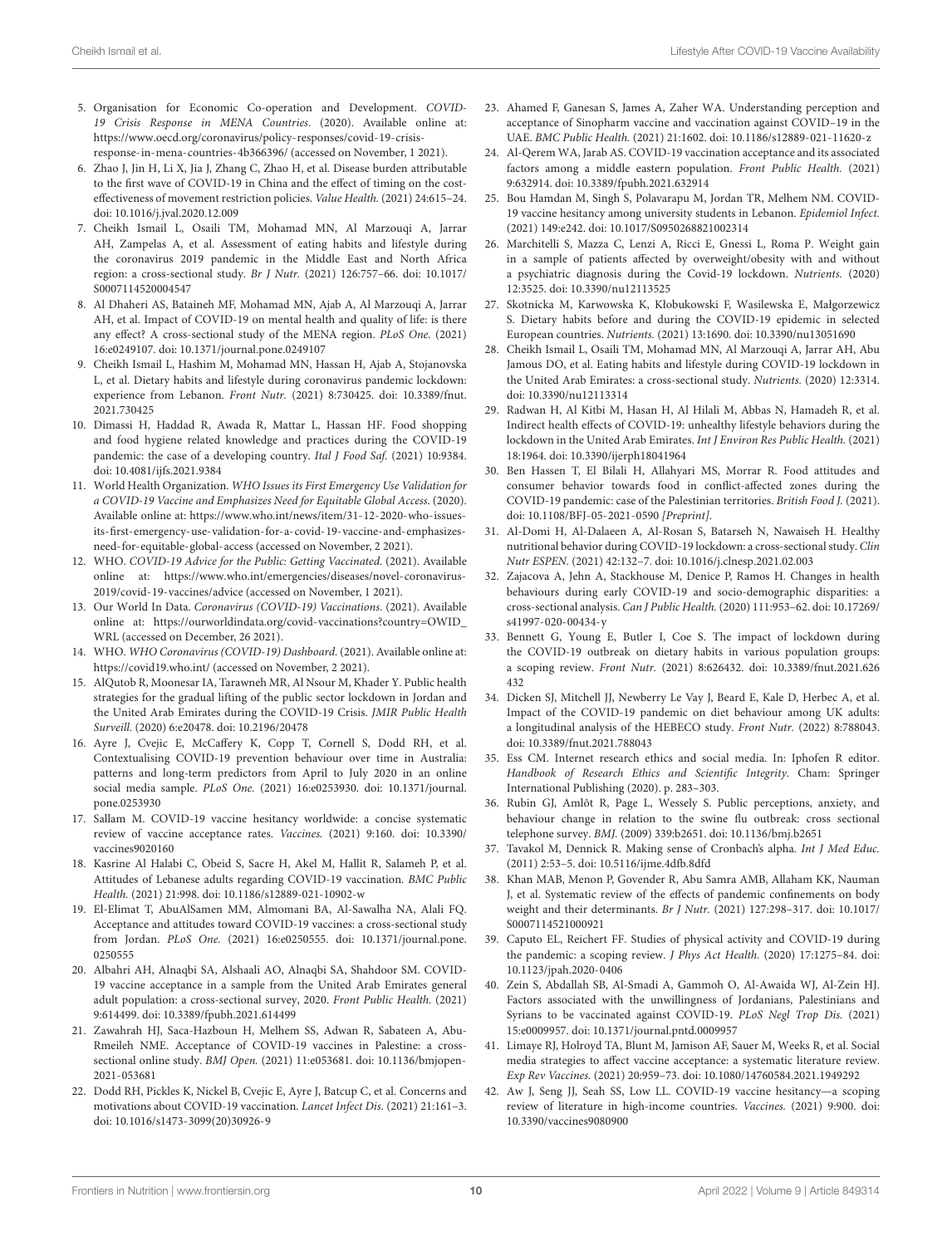5. Organisation for Economic Co-operation and Development. *COVID-19 Crisis Response in MENA Countries*. (2020). Available online at: https://www.oecd.org/coronavirus/policy-responses/covid-19-crisis-response-in-mena-countries-4b366396/ (accessed on November, 1 2021).
6. Zhao J, Jin H, Li X, Jia J, Zhang C, Zhao H, et al. Disease burden attributable to the first wave of COVID-19 in China and the effect of timing on the cost-effectiveness of movement restriction policies. *Value Health.* (2021) 24:615–24. doi: 10.1016/j.jval.2020.12.009
7. Cheikh Ismail L, Osaili TM, Mohamad MN, Al Marzouqi A, Jarrar AH, Zampelas A, et al. Assessment of eating habits and lifestyle during the coronavirus 2019 pandemic in the Middle East and North Africa region: a cross-sectional study. *Br J Nutr.* (2021) 126:757–66. doi: 10.1017/S0007114520004547
8. Al Dhaheri AS, Bataineh MF, Mohamad MN, Ajab A, Al Marzouqi A, Jarrar AH, et al. Impact of COVID-19 on mental health and quality of life: is there any effect? A cross-sectional study of the MENA region. *PLoS One.* (2021) 16:e0249107. doi: 10.1371/journal.pone.0249107
9. Cheikh Ismail L, Hashim M, Mohamad MN, Hassan H, Ajab A, Stojanovska L, et al. Dietary habits and lifestyle during coronavirus pandemic lockdown: experience from Lebanon. *Front Nutr.* (2021) 8:730425. doi: 10.3389/fnut.2021.730425
10. Dimassi H, Haddad R, Awada R, Mattar L, Hassan HF. Food shopping and food hygiene related knowledge and practices during the COVID-19 pandemic: the case of a developing country. *Ital J Food Saf.* (2021) 10:9384. doi: 10.4081/ijfs.2021.9384
11. World Health Organization. *WHO Issues its First Emergency Use Validation for a COVID-19 Vaccine and Emphasizes Need for Equitable Global Access*. (2020). Available online at: https://www.who.int/news/item/31-12-2020-who-issues-its-first-emergency-use-validation-for-a-covid-19-vaccine-and-emphasizes-need-for-equitable-global-access (accessed on November, 2 2021).
12. WHO. *COVID-19 Advice for the Public: Getting Vaccinated*. (2021). Available online at: https://www.who.int/emergencies/diseases/novel-coronavirus-2019/covid-19-vaccines/advice (accessed on November, 1 2021).
13. Our World In Data. *Coronavirus (COVID-19) Vaccinations*. (2021). Available online at: https://ourworldindata.org/covid-vaccinations?country=OWID_WRL (accessed on December, 26 2021).
14. WHO. *WHO Coronavirus (COVID-19) Dashboard*. (2021). Available online at: https://covid19.who.int/ (accessed on November, 2 2021).
15. AlQutob R, Moonesar IA, Tarawneh MR, Al Nsour M, Khader Y. Public health strategies for the gradual lifting of the public sector lockdown in Jordan and the United Arab Emirates during the COVID-19 Crisis. *JMIR Public Health Surveill.* (2020) 6:e20478. doi: 10.2196/20478
16. Ayre J, Cvejic E, McCaffery K, Copp T, Cornell S, Dodd RH, et al. Contextualising COVID-19 prevention behaviour over time in Australia: patterns and long-term predictors from April to July 2020 in an online social media sample. *PLoS One.* (2021) 16:e0253930. doi: 10.1371/journal.pone.0253930
17. Sallam M. COVID-19 vaccine hesitancy worldwide: a concise systematic review of vaccine acceptance rates. *Vaccines.* (2021) 9:160. doi: 10.3390/vaccines9020160
18. Kasrine Al Halabi C, Obeid S, Sacre H, Akel M, Hallit R, Salameh P, et al. Attitudes of Lebanese adults regarding COVID-19 vaccination. *BMC Public Health.* (2021) 21:998. doi: 10.1186/s12889-021-10902-w
19. El-Elimat T, AbuAlSamen MM, Almomani BA, Al-Sawalha NA, Alali FQ. Acceptance and attitudes toward COVID-19 vaccines: a cross-sectional study from Jordan. *PLoS One.* (2021) 16:e0250555. doi: 10.1371/journal.pone.0250555
20. Albahri AH, Alnaqbi SA, Alshaali AO, Alnaqbi SA, Shahdoor SM. COVID-19 vaccine acceptance in a sample from the United Arab Emirates general adult population: a cross-sectional survey, 2020. *Front Public Health.* (2021) 9:614499. doi: 10.3389/fpubh.2021.614499
21. Zawahrah HJ, Saca-Hazboun H, Melhem SS, Adwan R, Sabateen A, Abu-Rmeileh NME. Acceptance of COVID-19 vaccines in Palestine: a cross-sectional online study. *BMJ Open.* (2021) 11:e053681. doi: 10.1136/bmjopen-2021-053681
22. Dodd RH, Pickles K, Nickel B, Cvejic E, Ayre J, Batcup C, et al. Concerns and motivations about COVID-19 vaccination. *Lancet Infect Dis.* (2021) 21:161–3. doi: 10.1016/s1473-3099(20)30926-9
23. Ahamed F, Ganesan S, James A, Zaher WA. Understanding perception and acceptance of Sinopharm vaccine and vaccination against COVID–19 in the UAE. *BMC Public Health.* (2021) 21:1602. doi: 10.1186/s12889-021-11620-z
24. Al-Qerem WA, Jarab AS. COVID-19 vaccination acceptance and its associated factors among a middle eastern population. *Front Public Health.* (2021) 9:632914. doi: 10.3389/fpubh.2021.632914
25. Bou Hamdan M, Singh S, Polavarapu M, Jordan TR, Melhem NM. COVID-19 vaccine hesitancy among university students in Lebanon. *Epidemiol Infect.* (2021) 149:e242. doi: 10.1017/S0950268821002314
26. Marchitelli S, Mazza C, Lenzi A, Ricci E, Gnessi L, Roma P. Weight gain in a sample of patients affected by overweight/obesity with and without a psychiatric diagnosis during the Covid-19 lockdown. *Nutrients.* (2020) 12:3525. doi: 10.3390/nu12113525
27. Skotnicka M, Karwowska K, Kłobukowski F, Wasilewska E, Małgorzewicz S. Dietary habits before and during the COVID-19 epidemic in selected European countries. *Nutrients.* (2021) 13:1690. doi: 10.3390/nu13051690
28. Cheikh Ismail L, Osaili TM, Mohamad MN, Al Marzouqi A, Jarrar AH, Abu Jamous DO, et al. Eating habits and lifestyle during COVID-19 lockdown in the United Arab Emirates: a cross-sectional study. *Nutrients.* (2020) 12:3314. doi: 10.3390/nu12113314
29. Radwan H, Al Kitbi M, Hasan H, Al Hilali M, Abbas N, Hamadeh R, et al. Indirect health effects of COVID-19: unhealthy lifestyle behaviors during the lockdown in the United Arab Emirates. *Int J Environ Res Public Health.* (2021) 18:1964. doi: 10.3390/ijerph18041964
30. Ben Hassen T, El Bilali H, Allahyari MS, Morrar R. Food attitudes and consumer behavior towards food in conflict-affected zones during the COVID-19 pandemic: case of the Palestinian territories. *British Food J.* (2021). doi: 10.1108/BFJ-05-2021-0590 *[Preprint]*.
31. Al-Domi H, Al-Dalaeen A, Al-Rosan S, Batarseh N, Nawaiseh H. Healthy nutritional behavior during COVID-19 lockdown: a cross-sectional study. *Clin Nutr ESPEN.* (2021) 42:132–7. doi: 10.1016/j.clnesp.2021.02.003
32. Zajacova A, Jehn A, Stackhouse M, Denice P, Ramos H. Changes in health behaviours during early COVID-19 and socio-demographic disparities: a cross-sectional analysis. *Can J Public Health.* (2020) 111:953–62. doi: 10.17269/s41997-020-00434-y
33. Bennett G, Young E, Butler I, Coe S. The impact of lockdown during the COVID-19 outbreak on dietary habits in various population groups: a scoping review. *Front Nutr.* (2021) 8:626432. doi: 10.3389/fnut.2021.626432
34. Dicken SJ, Mitchell JJ, Newberry Le Vay J, Beard E, Kale D, Herbec A, et al. Impact of the COVID-19 pandemic on diet behaviour among UK adults: a longitudinal analysis of the HEBECO study. *Front Nutr.* (2022) 8:788043. doi: 10.3389/fnut.2021.788043
35. Ess CM. Internet research ethics and social media. In: Iphofen R editor. *Handbook of Research Ethics and Scientific Integrity*. Cham: Springer International Publishing (2020). p. 283–303.
36. Rubin GJ, Amlôt R, Page L, Wessely S. Public perceptions, anxiety, and behaviour change in relation to the swine flu outbreak: cross sectional telephone survey. *BMJ.* (2009) 339:b2651. doi: 10.1136/bmj.b2651
37. Tavakol M, Dennick R. Making sense of Cronbach's alpha. *Int J Med Educ.* (2011) 2:53–5. doi: 10.5116/ijme.4dfb.8dfd
38. Khan MAB, Menon P, Govender R, Abu Samra AMB, Allaham KK, Nauman J, et al. Systematic review of the effects of pandemic confinements on body weight and their determinants. *Br J Nutr.* (2021) 127:298–317. doi: 10.1017/S0007114521000921
39. Caputo EL, Reichert FF. Studies of physical activity and COVID-19 during the pandemic: a scoping review. *J Phys Act Health.* (2020) 17:1275–84. doi: 10.1123/jpah.2020-0406
40. Zein S, Abdallah SB, Al-Smadi A, Gammoh O, Al-Awaida WJ, Al-Zein HJ. Factors associated with the unwillingness of Jordanians, Palestinians and Syrians to be vaccinated against COVID-19. *PLoS Negl Trop Dis.* (2021) 15:e0009957. doi: 10.1371/journal.pntd.0009957
41. Limaye RJ, Holroyd TA, Blunt M, Jamison AF, Sauer M, Weeks R, et al. Social media strategies to affect vaccine acceptance: a systematic literature review. *Exp Rev Vaccines.* (2021) 20:959–73. doi: 10.1080/14760584.2021.1949292
42. Aw J, Seng JJ, Seah SS, Low LL. COVID-19 vaccine hesitancy—a scoping review of literature in high-income countries. *Vaccines.* (2021) 9:900. doi: 10.3390/vaccines9080900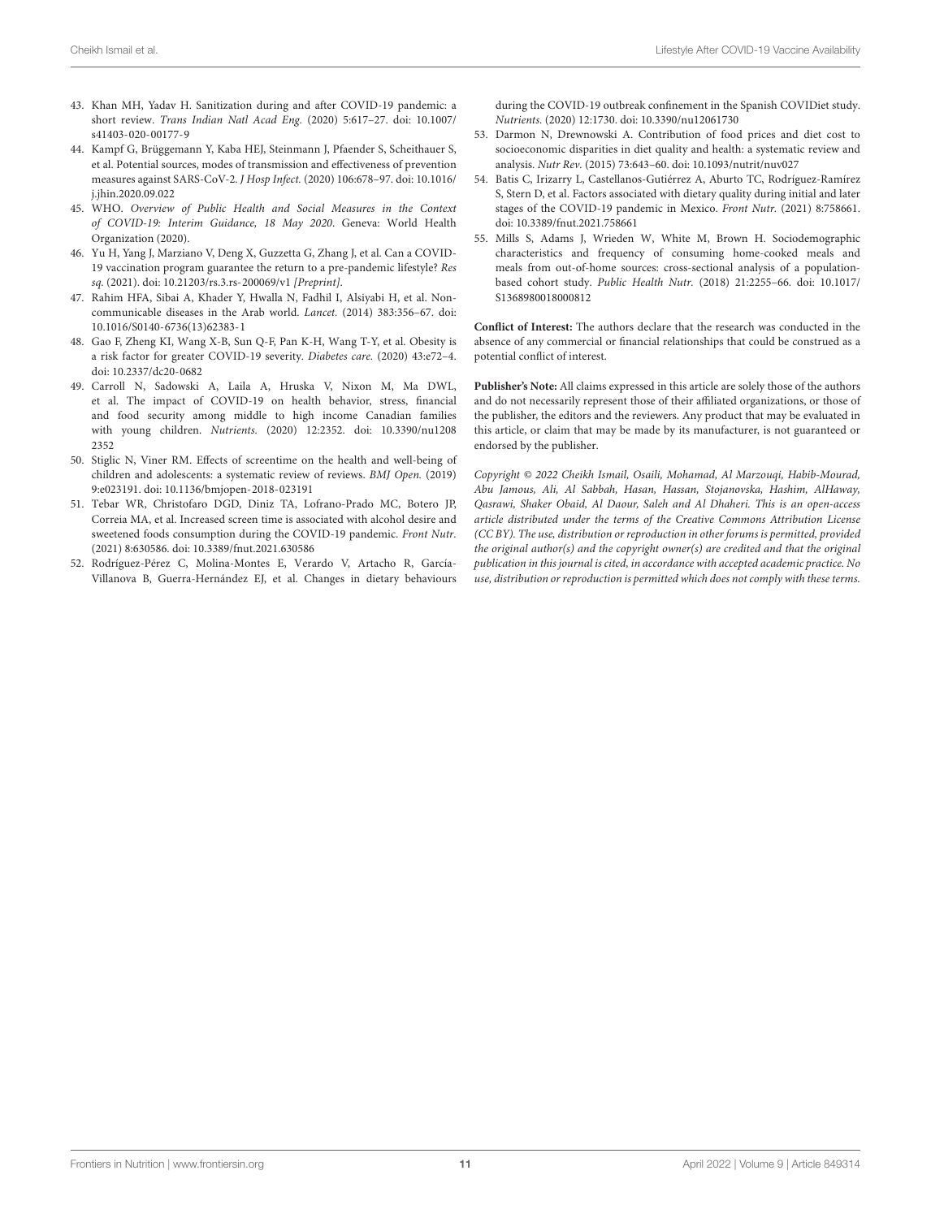43. Khan MH, Yadav H. Sanitization during and after COVID-19 pandemic: a short review. *Trans Indian Natl Acad Eng.* (2020) 5:617–27. doi: 10.1007/s41403-020-00177-9
44. Kampf G, Brüggemann Y, Kaba HEJ, Steinmann J, Pfaender S, Scheithauer S, et al. Potential sources, modes of transmission and effectiveness of prevention measures against SARS-CoV-2. *J Hosp Infect.* (2020) 106:678–97. doi: 10.1016/j.jhin.2020.09.022
45. WHO. *Overview of Public Health and Social Measures in the Context of COVID-19: Interim Guidance, 18 May 2020*. Geneva: World Health Organization (2020).
46. Yu H, Yang J, Marziano V, Deng X, Guzzetta G, Zhang J, et al. Can a COVID-19 vaccination program guarantee the return to a pre-pandemic lifestyle? *Res sq.* (2021). doi: 10.21203/rs.3.rs-200069/v1 *[Preprint]*.
47. Rahim HFA, Sibai A, Khader Y, Hwalla N, Fadhil I, Alsiyabi H, et al. Non-communicable diseases in the Arab world. *Lancet.* (2014) 383:356–67. doi: 10.1016/S0140-6736(13)62383-1
48. Gao F, Zheng KI, Wang X-B, Sun Q-F, Pan K-H, Wang T-Y, et al. Obesity is a risk factor for greater COVID-19 severity. *Diabetes care.* (2020) 43:e72–4. doi: 10.2337/dc20-0682
49. Carroll N, Sadowski A, Laila A, Hruska V, Nixon M, Ma DWL, et al. The impact of COVID-19 on health behavior, stress, financial and food security among middle to high income Canadian families with young children. *Nutrients.* (2020) 12:2352. doi: 10.3390/nu12082352
50. Stiglic N, Viner RM. Effects of screentime on the health and well-being of children and adolescents: a systematic review of reviews. *BMJ Open.* (2019) 9:e023191. doi: 10.1136/bmjopen-2018-023191
51. Tebar WR, Christofaro DGD, Diniz TA, Lofrano-Prado MC, Botero JP, Correia MA, et al. Increased screen time is associated with alcohol desire and sweetened foods consumption during the COVID-19 pandemic. *Front Nutr.* (2021) 8:630586. doi: 10.3389/fnut.2021.630586
52. Rodríguez-Pérez C, Molina-Montes E, Verardo V, Artacho R, García-Villanova B, Guerra-Hernández EJ, et al. Changes in dietary behaviours during the COVID-19 outbreak confinement in the Spanish COVIDiet study. *Nutrients.* (2020) 12:1730. doi: 10.3390/nu12061730
53. Darmon N, Drewnowski A. Contribution of food prices and diet cost to socioeconomic disparities in diet quality and health: a systematic review and analysis. *Nutr Rev.* (2015) 73:643–60. doi: 10.1093/nutrit/nuv027
54. Batis C, Irizarry L, Castellanos-Gutiérrez A, Aburto TC, Rodríguez-Ramírez S, Stern D, et al. Factors associated with dietary quality during initial and later stages of the COVID-19 pandemic in Mexico. *Front Nutr.* (2021) 8:758661. doi: 10.3389/fnut.2021.758661
55. Mills S, Adams J, Wrieden W, White M, Brown H. Sociodemographic characteristics and frequency of consuming home-cooked meals and meals from out-of-home sources: cross-sectional analysis of a population-based cohort study. *Public Health Nutr.* (2018) 21:2255–66. doi: 10.1017/S1368980018000812

**Conflict of Interest:** The authors declare that the research was conducted in the absence of any commercial or financial relationships that could be construed as a potential conflict of interest.

**Publisher's Note:** All claims expressed in this article are solely those of the authors and do not necessarily represent those of their affiliated organizations, or those of the publisher, the editors and the reviewers. Any product that may be evaluated in this article, or claim that may be made by its manufacturer, is not guaranteed or endorsed by the publisher.

*Copyright © 2022 Cheikh Ismail, Osaili, Mohamad, Al Marzouqi, Habib-Mourad, Abu Jamous, Ali, Al Sabbah, Hasan, Hassan, Stojanovska, Hashim, AlHaway, Qasrawi, Shaker Obaid, Al Daour, Saleh and Al Dhaheri. This is an open-access article distributed under the terms of the Creative Commons Attribution License (CC BY). The use, distribution or reproduction in other forums is permitted, provided the original author(s) and the copyright owner(s) are credited and that the original publication in this journal is cited, in accordance with accepted academic practice. No use, distribution or reproduction is permitted which does not comply with these terms.*